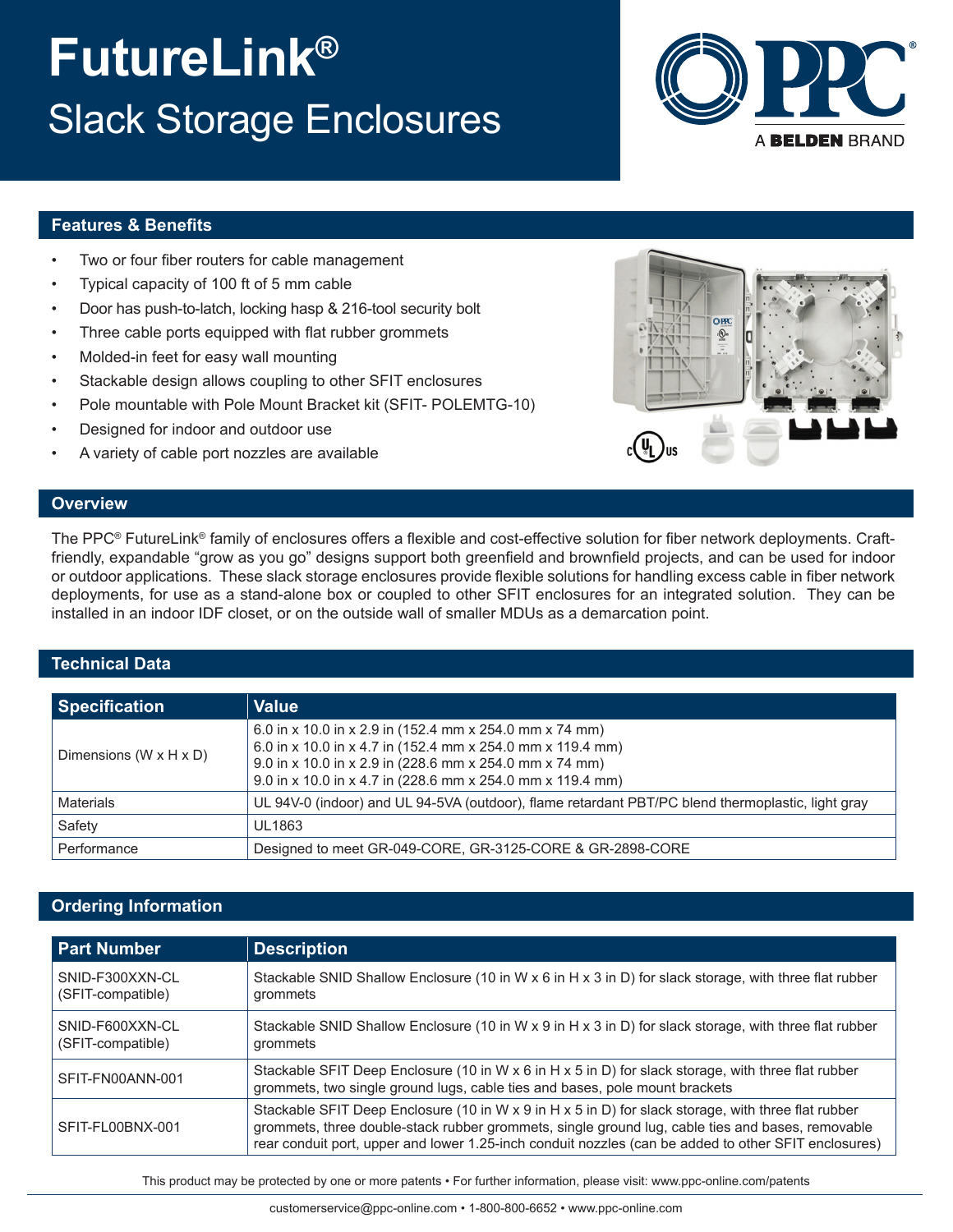# FutureLink®

## Slack Storage Enclosures

PPC® A BELDEN BRAND

## Features & Benefits

- Two or four fiber routers for cable management
- Typical capacity of 100 ft of 5 mm cable
- Door has push-to-latch, locking hasp & 216-tool security bolt
- Three cable ports equipped with flat rubber grommets
- Molded-in feet for easy wall mounting
- Stackable design allows coupling to other SFIT enclosures
- Pole mountable with Pole Mount Bracket kit (SFIT- POLEMTG-10)
- Designed for indoor and outdoor use
- A variety of cable port nozzles are available

## Overview

The PPC® FutureLink® family of enclosures offers a flexible and cost-effective solution for fiber network deployments. Craft-friendly, expandable "grow as you go" designs support both greenfield and brownfield projects, and can be used for indoor or outdoor applications. These slack storage enclosures provide flexible solutions for handling excess cable in fiber network deployments, for use as a stand-alone box or coupled to other SFIT enclosures for an integrated solution. They can be installed in an indoor IDF closet, or on the outside wall of smaller MDUs as a demarcation point.

## Technical Data

| Specification | Value |
|---|---|
| Dimensions (W x H x D) | 6.0 in x 10.0 in x 2.9 in (152.4 mm x 254.0 mm x 74 mm)<br>6.0 in x 10.0 in x 4.7 in (152.4 mm x 254.0 mm x 119.4 mm)<br>9.0 in x 10.0 in x 2.9 in (228.6 mm x 254.0 mm x 74 mm)<br>9.0 in x 10.0 in x 4.7 in (228.6 mm x 254.0 mm x 119.4 mm) |
| Materials | UL 94V-0 (indoor) and UL 94-5VA (outdoor), flame retardant PBT/PC blend thermoplastic, light gray |
| Safety | UL1863 |
| Performance | Designed to meet GR-049-CORE, GR-3125-CORE & GR-2898-CORE |

## Ordering Information

| Part Number | Description |
|---|---|
| SNID-F300XXN-CL (SFIT-compatible) | Stackable SNID Shallow Enclosure (10 in W x 6 in H x 3 in D) for slack storage, with three flat rubber grommets |
| SNID-F600XXN-CL (SFIT-compatible) | Stackable SNID Shallow Enclosure (10 in W x 9 in H x 3 in D) for slack storage, with three flat rubber grommets |
| SFIT-FN00ANN-001 | Stackable SFIT Deep Enclosure (10 in W x 6 in H x 5 in D) for slack storage, with three flat rubber grommets, two single ground lugs, cable ties and bases, pole mount brackets |
| SFIT-FL00BNX-001 | Stackable SFIT Deep Enclosure (10 in W x 9 in H x 5 in D) for slack storage, with three flat rubber grommets, three double-stack rubber grommets, single ground lug, cable ties and bases, removable rear conduit port, upper and lower 1.25-inch conduit nozzles (can be added to other SFIT enclosures) |

This product may be protected by one or more patents • For further information, please visit: www.ppc-online.com/patents

customerservice@ppc-online.com • 1-800-800-6652 • www.ppc-online.com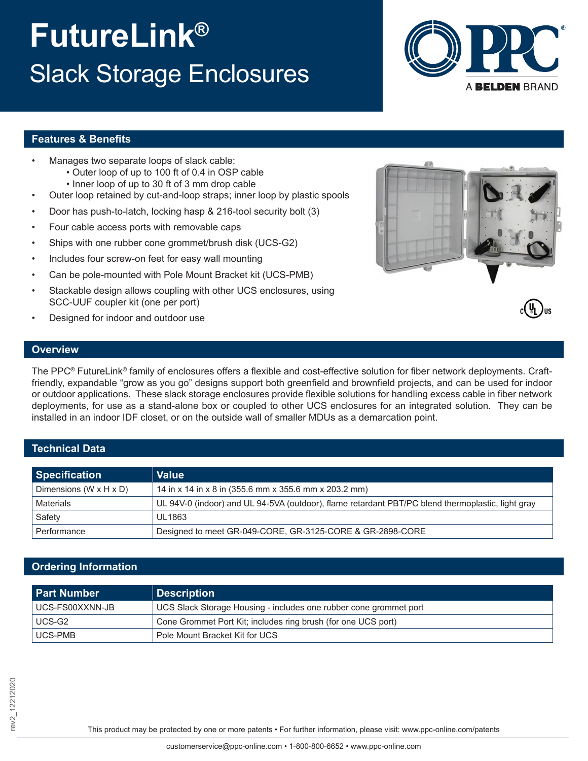# FutureLink®

## Slack Storage Enclosures

A BELDEN BRAND

## Features & Benefits

- Manages two separate loops of slack cable:
  - Outer loop of up to 100 ft of 0.4 in OSP cable
  - Inner loop of up to 30 ft of 3 mm drop cable
- Outer loop retained by cut-and-loop straps; inner loop by plastic spools
- Door has push-to-latch, locking hasp & 216-tool security bolt (3)
- Four cable access ports with removable caps
- Ships with one rubber cone grommet/brush disk (UCS-G2)
- Includes four screw-on feet for easy wall mounting
- Can be pole-mounted with Pole Mount Bracket kit (UCS-PMB)
- Stackable design allows coupling with other UCS enclosures, using SCC-UUF coupler kit (one per port)
- Designed for indoor and outdoor use

## Overview

The PPC® FutureLink® family of enclosures offers a flexible and cost-effective solution for fiber network deployments. Craft-friendly, expandable "grow as you go" designs support both greenfield and brownfield projects, and can be used for indoor or outdoor applications. These slack storage enclosures provide flexible solutions for handling excess cable in fiber network deployments, for use as a stand-alone box or coupled to other UCS enclosures for an integrated solution. They can be installed in an indoor IDF closet, or on the outside wall of smaller MDUs as a demarcation point.

## Technical Data

| Specification | Value |
|---|---|
| Dimensions (W x H x D) | 14 in x 14 in x 8 in (355.6 mm x 355.6 mm x 203.2 mm) |
| Materials | UL 94V-0 (indoor) and UL 94-5VA (outdoor), flame retardant PBT/PC blend thermoplastic, light gray |
| Safety | UL1863 |
| Performance | Designed to meet GR-049-CORE, GR-3125-CORE & GR-2898-CORE |

## Ordering Information

| Part Number | Description |
|---|---|
| UCS-FS00XXNN-JB | UCS Slack Storage Housing - includes one rubber cone grommet port |
| UCS-G2 | Cone Grommet Port Kit; includes ring brush (for one UCS port) |
| UCS-PMB | Pole Mount Bracket Kit for UCS |

rev2_12212020

This product may be protected by one or more patents • For further information, please visit: www.ppc-online.com/patents

customerservice@ppc-online.com • 1-800-800-6652 • www.ppc-online.com